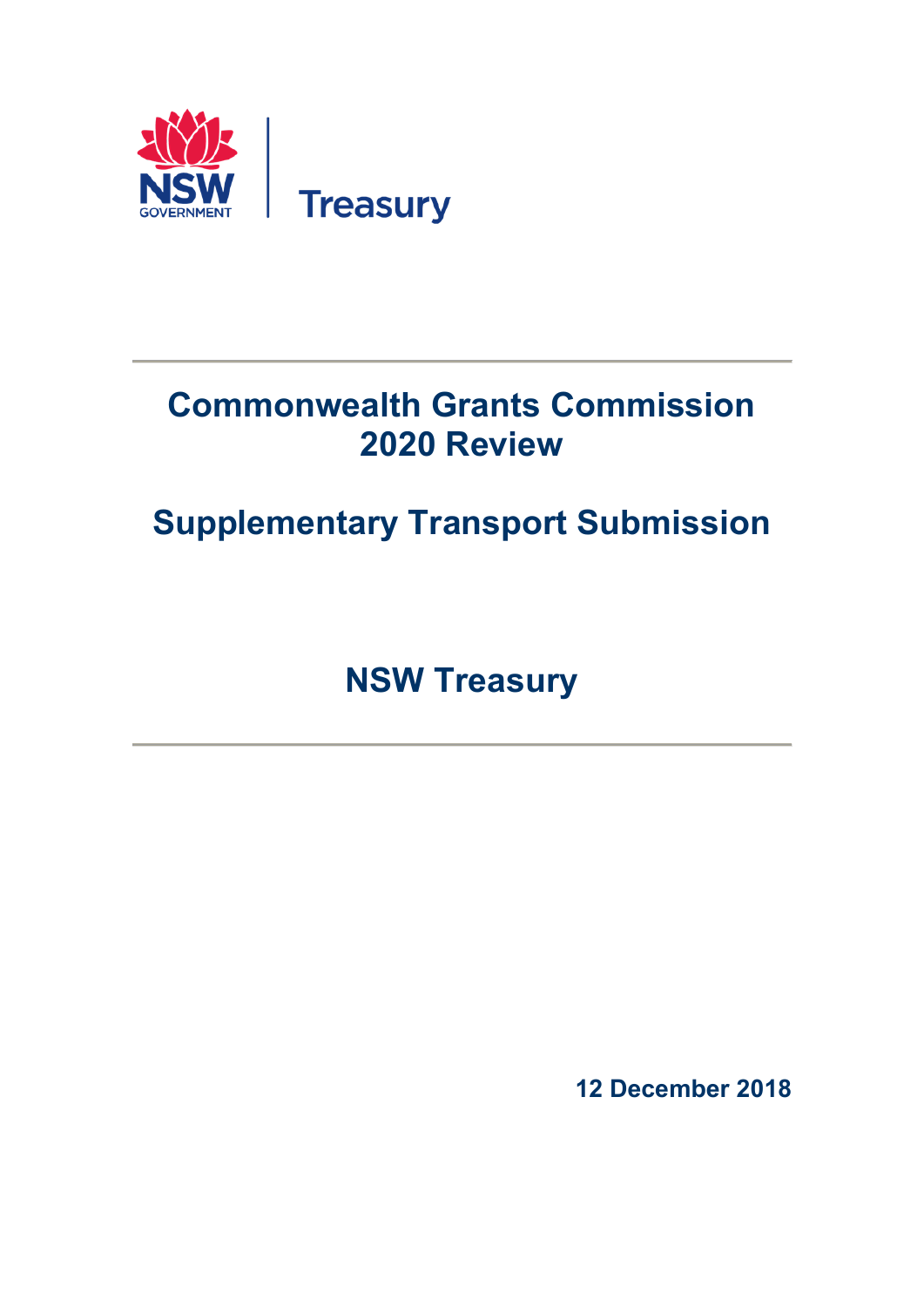NSW GOVERNMENT | Treasury

# Commonwealth Grants Commission 2020 Review

# Supplementary Transport Submission

## NSW Treasury

**12 December 2018**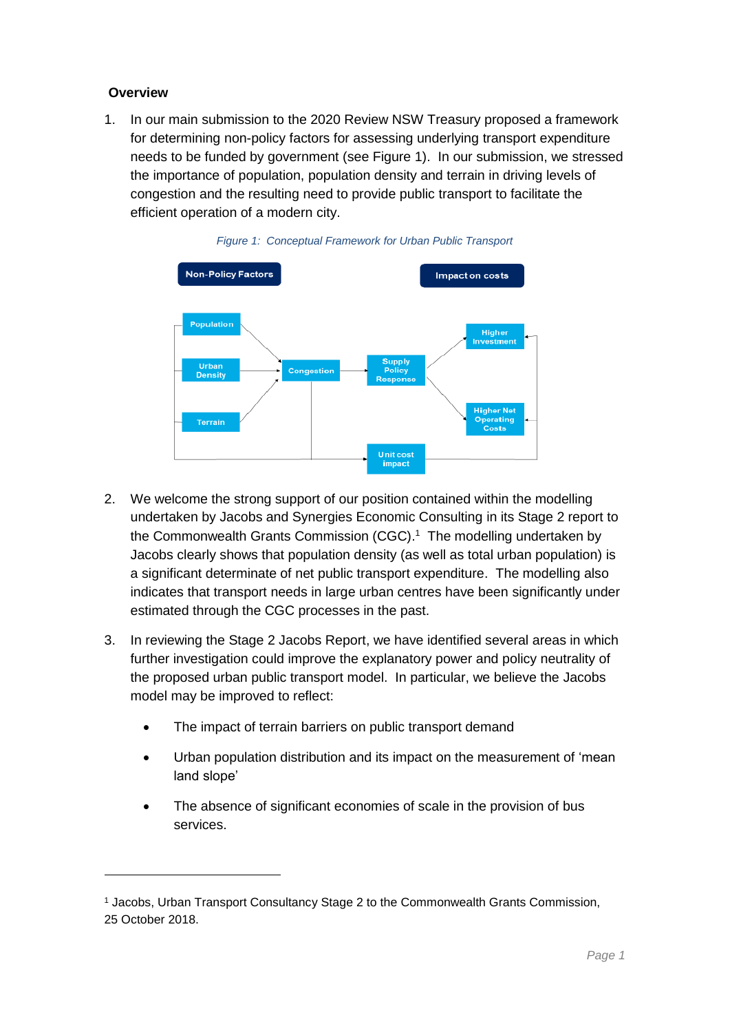**Overview**

1. In our main submission to the 2020 Review NSW Treasury proposed a framework for determining non-policy factors for assessing underlying transport expenditure needs to be funded by government (see Figure 1). In our submission, we stressed the importance of population, population density and terrain in driving levels of congestion and the resulting need to provide public transport to facilitate the efficient operation of a modern city.

*Figure 1: Conceptual Framework for Urban Public Transport*

2. We welcome the strong support of our position contained within the modelling undertaken by Jacobs and Synergies Economic Consulting in its Stage 2 report to the Commonwealth Grants Commission (CGC).[1] The modelling undertaken by Jacobs clearly shows that population density (as well as total urban population) is a significant determinate of net public transport expenditure. The modelling also indicates that transport needs in large urban centres have been significantly under estimated through the CGC processes in the past.

3. In reviewing the Stage 2 Jacobs Report, we have identified several areas in which further investigation could improve the explanatory power and policy neutrality of the proposed urban public transport model. In particular, we believe the Jacobs model may be improved to reflect:

   - The impact of terrain barriers on public transport demand
   - Urban population distribution and its impact on the measurement of 'mean land slope'
   - The absence of significant economies of scale in the provision of bus services.

---

[1] Jacobs, Urban Transport Consultancy Stage 2 to the Commonwealth Grants Commission, 25 October 2018.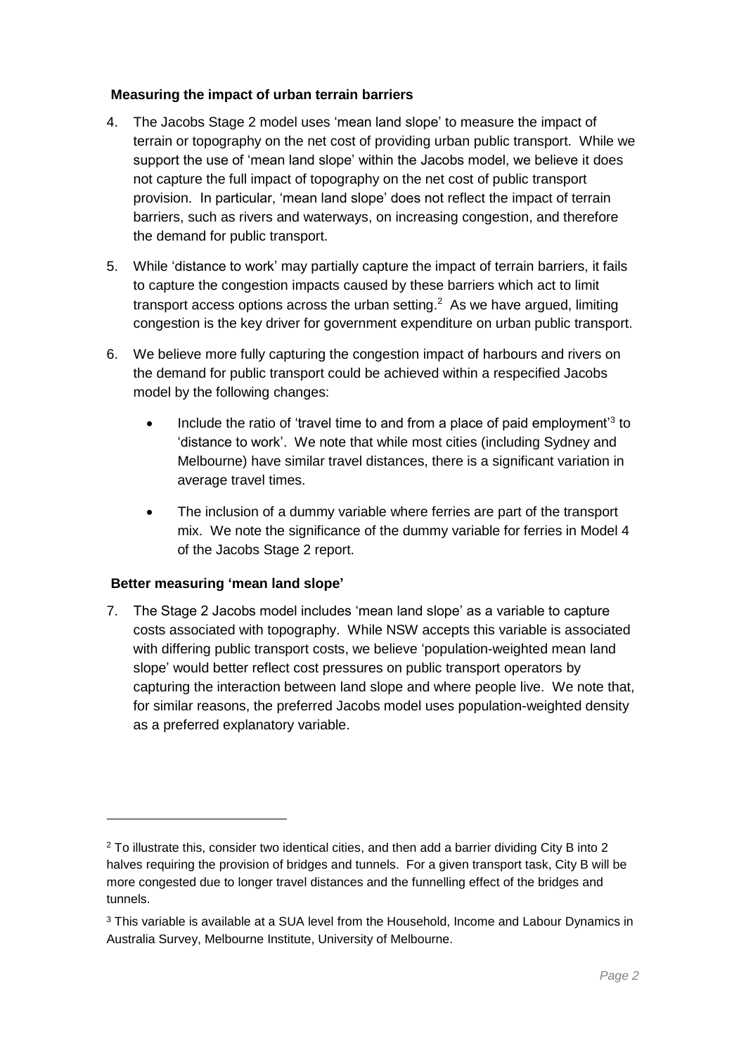**Measuring the impact of urban terrain barriers**

4. The Jacobs Stage 2 model uses 'mean land slope' to measure the impact of terrain or topography on the net cost of providing urban public transport. While we support the use of 'mean land slope' within the Jacobs model, we believe it does not capture the full impact of topography on the net cost of public transport provision. In particular, 'mean land slope' does not reflect the impact of terrain barriers, such as rivers and waterways, on increasing congestion, and therefore the demand for public transport.

5. While 'distance to work' may partially capture the impact of terrain barriers, it fails to capture the congestion impacts caused by these barriers which act to limit transport access options across the urban setting.[2] As we have argued, limiting congestion is the key driver for government expenditure on urban public transport.

6. We believe more fully capturing the congestion impact of harbours and rivers on the demand for public transport could be achieved within a respecified Jacobs model by the following changes:

   - Include the ratio of 'travel time to and from a place of paid employment'[3] to 'distance to work'. We note that while most cities (including Sydney and Melbourne) have similar travel distances, there is a significant variation in average travel times.
   - The inclusion of a dummy variable where ferries are part of the transport mix. We note the significance of the dummy variable for ferries in Model 4 of the Jacobs Stage 2 report.

**Better measuring 'mean land slope'**

7. The Stage 2 Jacobs model includes 'mean land slope' as a variable to capture costs associated with topography. While NSW accepts this variable is associated with differing public transport costs, we believe 'population-weighted mean land slope' would better reflect cost pressures on public transport operators by capturing the interaction between land slope and where people live. We note that, for similar reasons, the preferred Jacobs model uses population-weighted density as a preferred explanatory variable.

---

[2] To illustrate this, consider two identical cities, and then add a barrier dividing City B into 2 halves requiring the provision of bridges and tunnels. For a given transport task, City B will be more congested due to longer travel distances and the funnelling effect of the bridges and tunnels.

[3] This variable is available at a SUA level from the Household, Income and Labour Dynamics in Australia Survey, Melbourne Institute, University of Melbourne.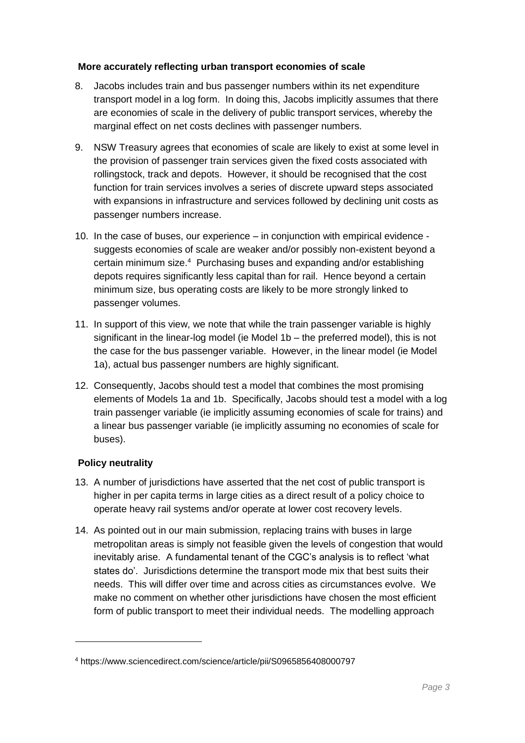**More accurately reflecting urban transport economies of scale**

8. Jacobs includes train and bus passenger numbers within its net expenditure transport model in a log form. In doing this, Jacobs implicitly assumes that there are economies of scale in the delivery of public transport services, whereby the marginal effect on net costs declines with passenger numbers.

9. NSW Treasury agrees that economies of scale are likely to exist at some level in the provision of passenger train services given the fixed costs associated with rollingstock, track and depots. However, it should be recognised that the cost function for train services involves a series of discrete upward steps associated with expansions in infrastructure and services followed by declining unit costs as passenger numbers increase.

10. In the case of buses, our experience – in conjunction with empirical evidence - suggests economies of scale are weaker and/or possibly non-existent beyond a certain minimum size.[4] Purchasing buses and expanding and/or establishing depots requires significantly less capital than for rail. Hence beyond a certain minimum size, bus operating costs are likely to be more strongly linked to passenger volumes.

11. In support of this view, we note that while the train passenger variable is highly significant in the linear-log model (ie Model 1b – the preferred model), this is not the case for the bus passenger variable. However, in the linear model (ie Model 1a), actual bus passenger numbers are highly significant.

12. Consequently, Jacobs should test a model that combines the most promising elements of Models 1a and 1b. Specifically, Jacobs should test a model with a log train passenger variable (ie implicitly assuming economies of scale for trains) and a linear bus passenger variable (ie implicitly assuming no economies of scale for buses).

**Policy neutrality**

13. A number of jurisdictions have asserted that the net cost of public transport is higher in per capita terms in large cities as a direct result of a policy choice to operate heavy rail systems and/or operate at lower cost recovery levels.

14. As pointed out in our main submission, replacing trains with buses in large metropolitan areas is simply not feasible given the levels of congestion that would inevitably arise. A fundamental tenant of the CGC's analysis is to reflect 'what states do'. Jurisdictions determine the transport mode mix that best suits their needs. This will differ over time and across cities as circumstances evolve. We make no comment on whether other jurisdictions have chosen the most efficient form of public transport to meet their individual needs. The modelling approach

---

[4] https://www.sciencedirect.com/science/article/pii/S0965856408000797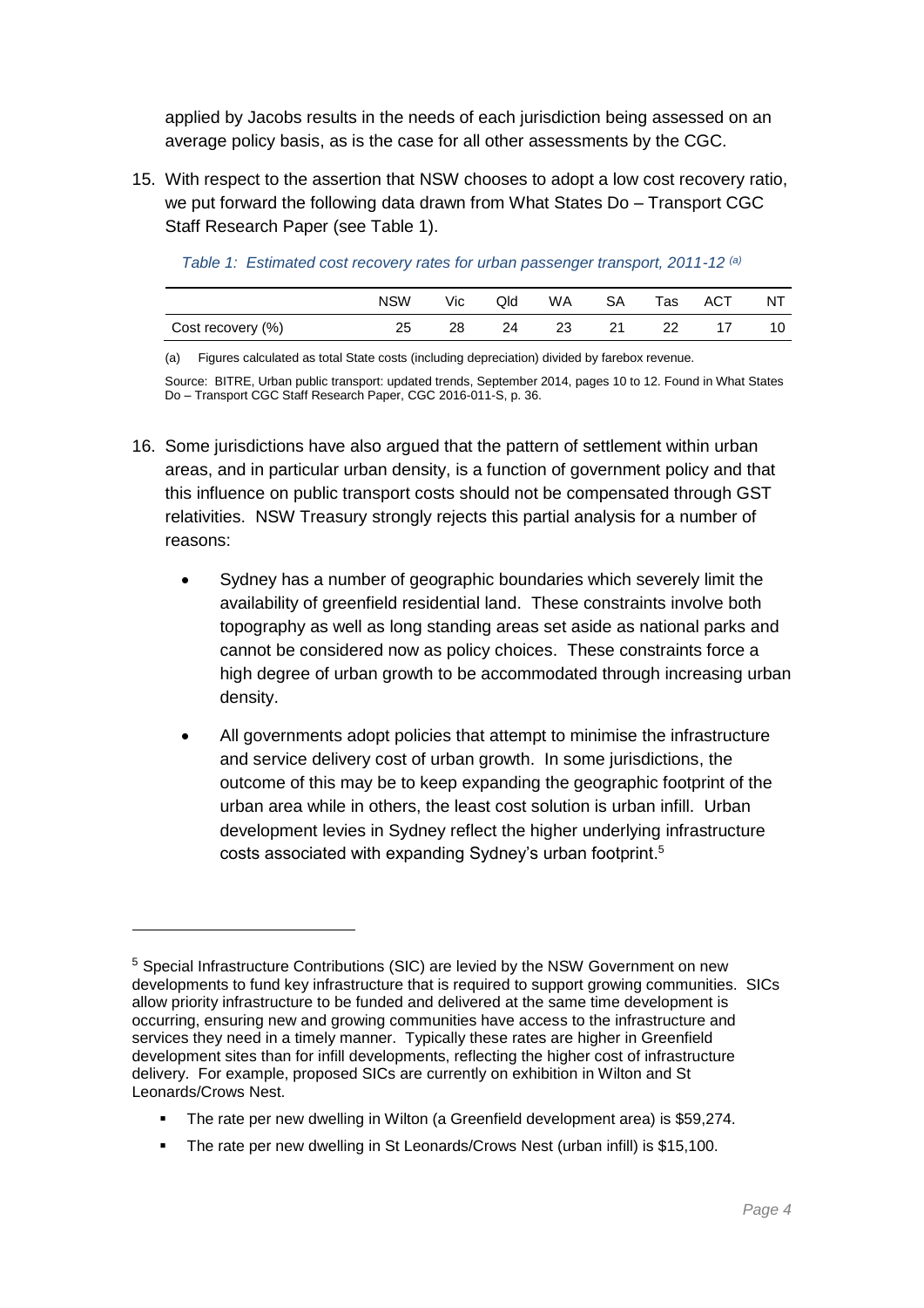applied by Jacobs results in the needs of each jurisdiction being assessed on an average policy basis, as is the case for all other assessments by the CGC.

15. With respect to the assertion that NSW chooses to adopt a low cost recovery ratio, we put forward the following data drawn from What States Do – Transport CGC Staff Research Paper (see Table 1).

*Table 1: Estimated cost recovery rates for urban passenger transport, 2011-12 [(a)]*

| | NSW | Vic | Qld | WA | SA | Tas | ACT | NT |
|---|---|---|---|---|---|---|---|---|
| Cost recovery (%) | 25 | 28 | 24 | 23 | 21 | 22 | 17 | 10 |

(a) Figures calculated as total State costs (including depreciation) divided by farebox revenue.

Source: BITRE, Urban public transport: updated trends, September 2014, pages 10 to 12. Found in What States Do – Transport CGC Staff Research Paper, CGC 2016-011-S, p. 36.

16. Some jurisdictions have also argued that the pattern of settlement within urban areas, and in particular urban density, is a function of government policy and that this influence on public transport costs should not be compensated through GST relativities. NSW Treasury strongly rejects this partial analysis for a number of reasons:

    - Sydney has a number of geographic boundaries which severely limit the availability of greenfield residential land. These constraints involve both topography as well as long standing areas set aside as national parks and cannot be considered now as policy choices. These constraints force a high degree of urban growth to be accommodated through increasing urban density.

    - All governments adopt policies that attempt to minimise the infrastructure and service delivery cost of urban growth. In some jurisdictions, the outcome of this may be to keep expanding the geographic footprint of the urban area while in others, the least cost solution is urban infill. Urban development levies in Sydney reflect the higher underlying infrastructure costs associated with expanding Sydney's urban footprint.[5]

---

[5] Special Infrastructure Contributions (SIC) are levied by the NSW Government on new developments to fund key infrastructure that is required to support growing communities. SICs allow priority infrastructure to be funded and delivered at the same time development is occurring, ensuring new and growing communities have access to the infrastructure and services they need in a timely manner. Typically these rates are higher in Greenfield development sites than for infill developments, reflecting the higher cost of infrastructure delivery. For example, proposed SICs are currently on exhibition in Wilton and St Leonards/Crows Nest.

- The rate per new dwelling in Wilton (a Greenfield development area) is $59,274.
- The rate per new dwelling in St Leonards/Crows Nest (urban infill) is $15,100.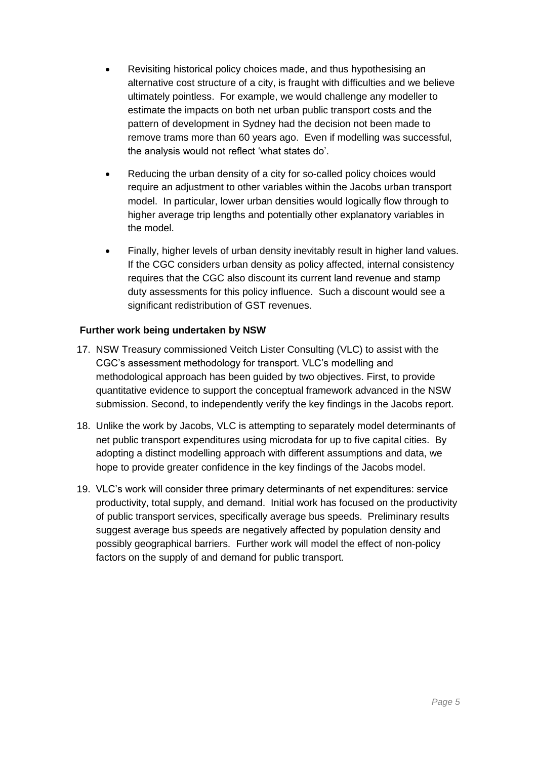- Revisiting historical policy choices made, and thus hypothesising an alternative cost structure of a city, is fraught with difficulties and we believe ultimately pointless. For example, we would challenge any modeller to estimate the impacts on both net urban public transport costs and the pattern of development in Sydney had the decision not been made to remove trams more than 60 years ago. Even if modelling was successful, the analysis would not reflect 'what states do'.
- Reducing the urban density of a city for so-called policy choices would require an adjustment to other variables within the Jacobs urban transport model. In particular, lower urban densities would logically flow through to higher average trip lengths and potentially other explanatory variables in the model.
- Finally, higher levels of urban density inevitably result in higher land values. If the CGC considers urban density as policy affected, internal consistency requires that the CGC also discount its current land revenue and stamp duty assessments for this policy influence. Such a discount would see a significant redistribution of GST revenues.

**Further work being undertaken by NSW**

17. NSW Treasury commissioned Veitch Lister Consulting (VLC) to assist with the CGC's assessment methodology for transport. VLC's modelling and methodological approach has been guided by two objectives. First, to provide quantitative evidence to support the conceptual framework advanced in the NSW submission. Second, to independently verify the key findings in the Jacobs report.
18. Unlike the work by Jacobs, VLC is attempting to separately model determinants of net public transport expenditures using microdata for up to five capital cities. By adopting a distinct modelling approach with different assumptions and data, we hope to provide greater confidence in the key findings of the Jacobs model.
19. VLC's work will consider three primary determinants of net expenditures: service productivity, total supply, and demand. Initial work has focused on the productivity of public transport services, specifically average bus speeds. Preliminary results suggest average bus speeds are negatively affected by population density and possibly geographical barriers. Further work will model the effect of non-policy factors on the supply of and demand for public transport.